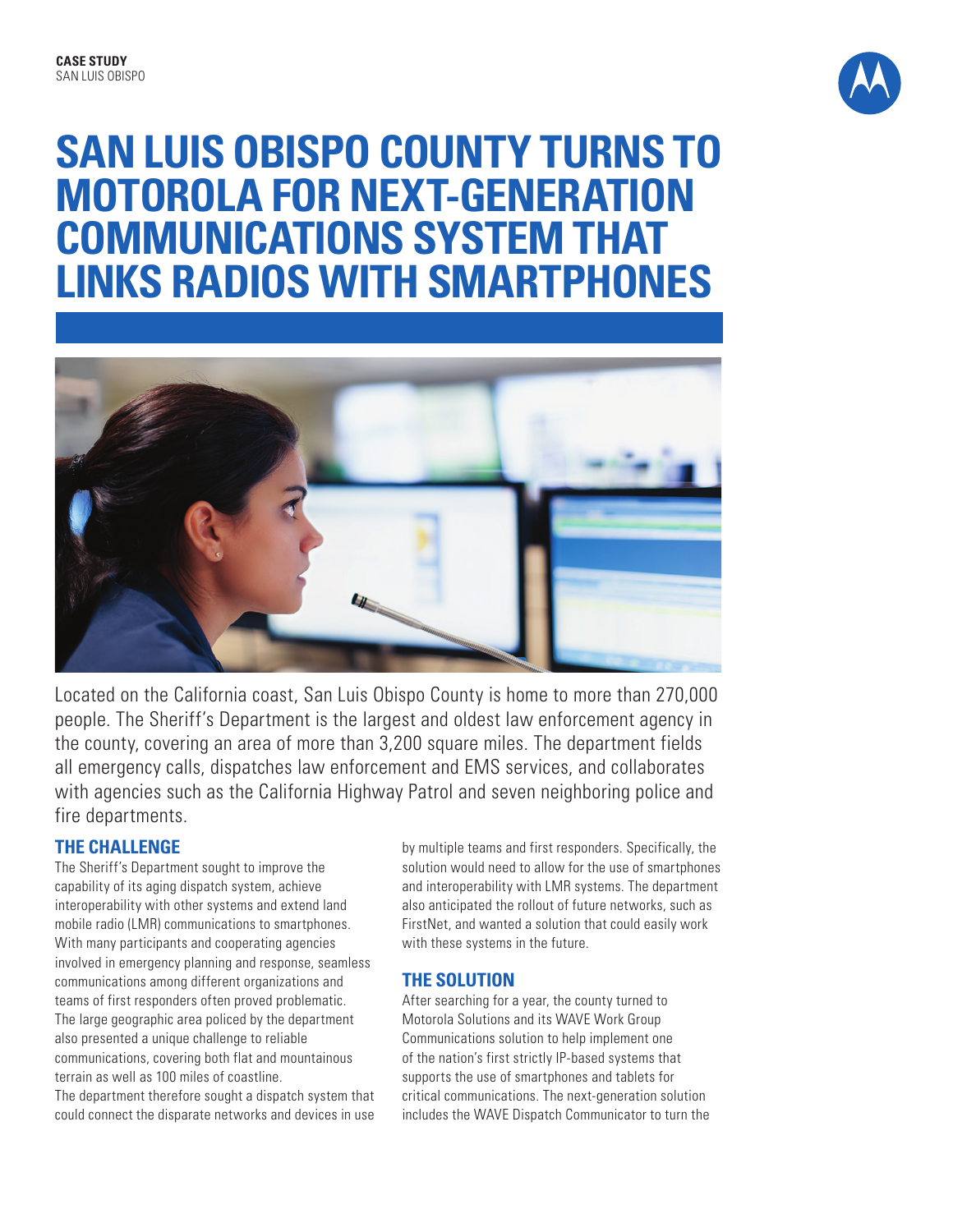**CASE STUDY**
SAN LUIS OBISPO

# SAN LUIS OBISPO COUNTY TURNS TO MOTOROLA FOR NEXT-GENERATION COMMUNICATIONS SYSTEM THAT LINKS RADIOS WITH SMARTPHONES

Located on the California coast, San Luis Obispo County is home to more than 270,000 people. The Sheriff's Department is the largest and oldest law enforcement agency in the county, covering an area of more than 3,200 square miles. The department fields all emergency calls, dispatches law enforcement and EMS services, and collaborates with agencies such as the California Highway Patrol and seven neighboring police and fire departments.

## THE CHALLENGE

The Sheriff's Department sought to improve the capability of its aging dispatch system, achieve interoperability with other systems and extend land mobile radio (LMR) communications to smartphones. With many participants and cooperating agencies involved in emergency planning and response, seamless communications among different organizations and teams of first responders often proved problematic. The large geographic area policed by the department also presented a unique challenge to reliable communications, covering both flat and mountainous terrain as well as 100 miles of coastline.

The department therefore sought a dispatch system that could connect the disparate networks and devices in use by multiple teams and first responders. Specifically, the solution would need to allow for the use of smartphones and interoperability with LMR systems. The department also anticipated the rollout of future networks, such as FirstNet, and wanted a solution that could easily work with these systems in the future.

## THE SOLUTION

After searching for a year, the county turned to Motorola Solutions and its WAVE Work Group Communications solution to help implement one of the nation's first strictly IP-based systems that supports the use of smartphones and tablets for critical communications. The next-generation solution includes the WAVE Dispatch Communicator to turn the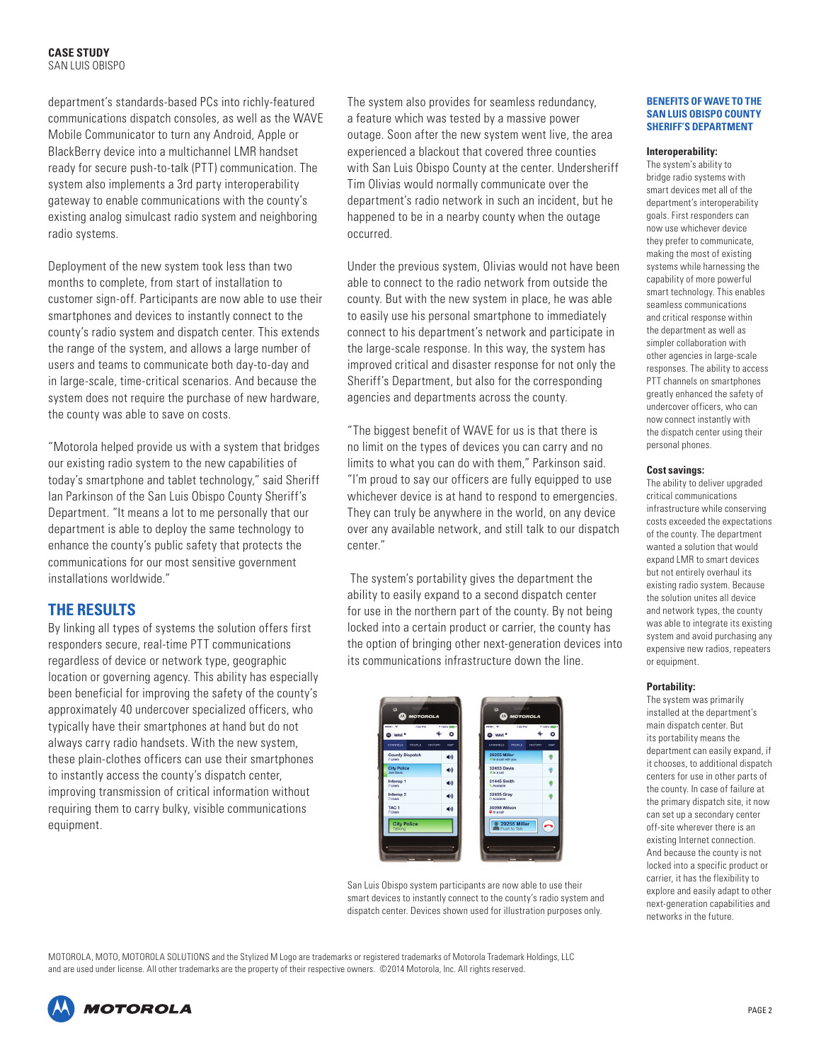department's standards-based PCs into richly-featured communications dispatch consoles, as well as the WAVE Mobile Communicator to turn any Android, Apple or BlackBerry device into a multichannel LMR handset ready for secure push-to-talk (PTT) communication. The system also implements a 3rd party interoperability gateway to enable communications with the county's existing analog simulcast radio system and neighboring radio systems.

Deployment of the new system took less than two months to complete, from start of installation to customer sign-off. Participants are now able to use their smartphones and devices to instantly connect to the county's radio system and dispatch center. This extends the range of the system, and allows a large number of users and teams to communicate both day-to-day and in large-scale, time-critical scenarios. And because the system does not require the purchase of new hardware, the county was able to save on costs.

"Motorola helped provide us with a system that bridges our existing radio system to the new capabilities of today's smartphone and tablet technology," said Sheriff Ian Parkinson of the San Luis Obispo County Sheriff's Department. "It means a lot to me personally that our department is able to deploy the same technology to enhance the county's public safety that protects the communications for our most sensitive government installations worldwide."

## THE RESULTS

By linking all types of systems the solution offers first responders secure, real-time PTT communications regardless of device or network type, geographic location or governing agency. This ability has especially been beneficial for improving the safety of the county's approximately 40 undercover specialized officers, who typically have their smartphones at hand but do not always carry radio handsets. With the new system, these plain-clothes officers can use their smartphones to instantly access the county's dispatch center, improving transmission of critical information without requiring them to carry bulky, visible communications equipment.

The system also provides for seamless redundancy, a feature which was tested by a massive power outage. Soon after the new system went live, the area experienced a blackout that covered three counties with San Luis Obispo County at the center. Undersheriff Tim Olivias would normally communicate over the department's radio network in such an incident, but he happened to be in a nearby county when the outage occurred.

Under the previous system, Olivias would not have been able to connect to the radio network from outside the county. But with the new system in place, he was able to easily use his personal smartphone to immediately connect to his department's network and participate in the large-scale response. In this way, the system has improved critical and disaster response for not only the Sheriff's Department, but also for the corresponding agencies and departments across the county.

"The biggest benefit of WAVE for us is that there is no limit on the types of devices you can carry and no limits to what you can do with them," Parkinson said. "I'm proud to say our officers are fully equipped to use whichever device is at hand to respond to emergencies. They can truly be anywhere in the world, on any device over any available network, and still talk to our dispatch center."

The system's portability gives the department the ability to easily expand to a second dispatch center for use in the northern part of the county. By not being locked into a certain product or carrier, the county has the option of bringing other next-generation devices into its communications infrastructure down the line.

San Luis Obispo system participants are now able to use their smart devices to instantly connect to the county's radio system and dispatch center. Devices shown used for illustration purposes only.

### BENEFITS OF WAVE TO THE SAN LUIS OBISPO COUNTY SHERIFF'S DEPARTMENT

**Interoperability:**
The system's ability to bridge radio systems with smart devices met all of the department's interoperability goals. First responders can now use whichever device they prefer to communicate, making the most of existing systems while harnessing the capability of more powerful smart technology. This enables seamless communications and critical response within the department as well as simpler collaboration with other agencies in large-scale responses. The ability to access PTT channels on smartphones greatly enhanced the safety of undercover officers, who can now connect instantly with the dispatch center using their personal phones.

**Cost savings:**
The ability to deliver upgraded critical communications infrastructure while conserving costs exceeded the expectations of the county. The department wanted a solution that would expand LMR to smart devices but not entirely overhaul its existing radio system. Because the solution unites all device and network types, the county was able to integrate its existing system and avoid purchasing any expensive new radios, repeaters or equipment.

**Portability:**
The system was primarily installed at the department's main dispatch center. But its portability means the department can easily expand, if it chooses, to additional dispatch centers for use in other parts of the county. In case of failure at the primary dispatch site, it now can set up a secondary center off-site wherever there is an existing Internet connection. And because the county is not locked into a specific product or carrier, it has the flexibility to explore and easily adapt to other next-generation capabilities and networks in the future.

MOTOROLA, MOTO, MOTOROLA SOLUTIONS and the Stylized M Logo are trademarks or registered trademarks of Motorola Trademark Holdings, LLC and are used under license. All other trademarks are the property of their respective owners. ©2014 Motorola, Inc. All rights reserved.